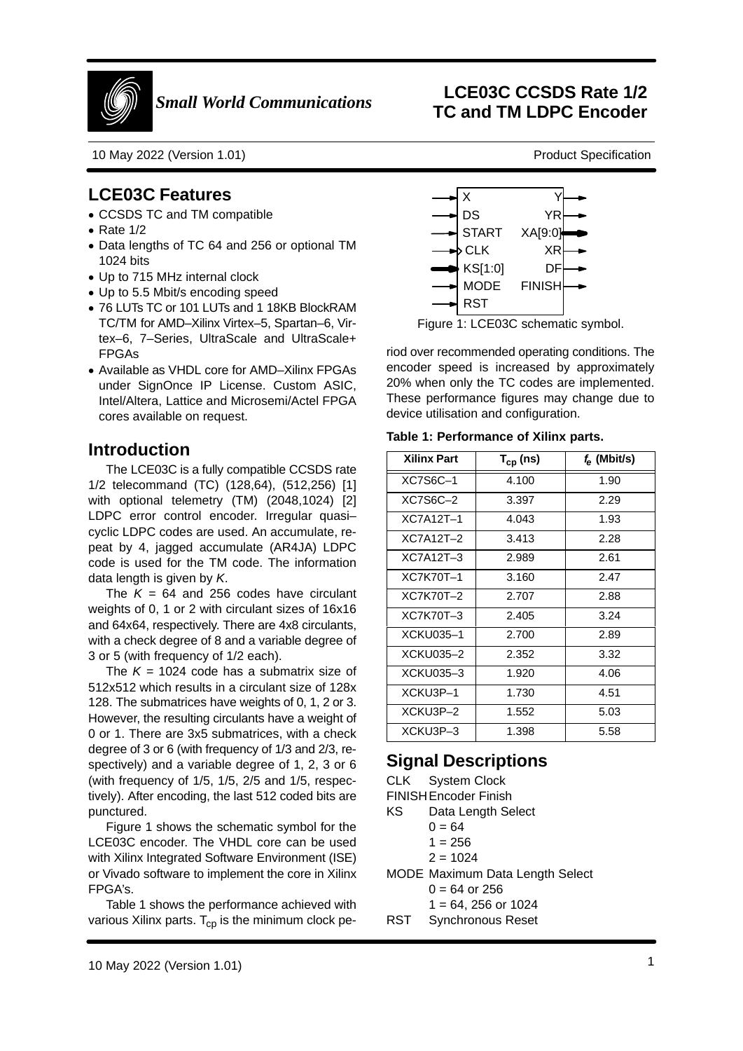# LCE03C CCSDS Rate 1/2 TC and TM LDPC Encoder

*Small World Communications*

10 May 2022 (Version 1.01) — Product Specification

## LCE03C Features

- CCSDS TC and TM compatible
- Rate 1/2
- Data lengths of TC 64 and 256 or optional TM 1024 bits
- Up to 715 MHz internal clock
- Up to 5.5 Mbit/s encoding speed
- 76 LUTs TC or 101 LUTs and 1 18KB BlockRAM TC/TM for AMD–Xilinx Virtex–5, Spartan–6, Virtex–6, 7–Series, UltraScale and UltraScale+ FPGAs
- Available as VHDL core for AMD–Xilinx FPGAs under SignOnce IP License. Custom ASIC, Intel/Altera, Lattice and Microsemi/Actel FPGA cores available on request.

## Introduction

The LCE03C is a fully compatible CCSDS rate 1/2 telecommand (TC) (128,64), (512,256) [1] with optional telemetry (TM) (2048,1024) [2] LDPC error control encoder. Irregular quasi–cyclic LDPC codes are used. An accumulate, repeat by 4, jagged accumulate (AR4JA) LDPC code is used for the TM code. The information data length is given by $K$.

The $K$ = 64 and 256 codes have circulant weights of 0, 1 or 2 with circulant sizes of 16x16 and 64x64, respectively. There are 4x8 circulants, with a check degree of 8 and a variable degree of 3 or 5 (with frequency of 1/2 each).

The $K$ = 1024 code has a submatrix size of 512x512 which results in a circulant size of 128x 128. The submatrices have weights of 0, 1, 2 or 3. However, the resulting circulants have a weight of 0 or 1. There are 3x5 submatrices, with a check degree of 3 or 6 (with frequency of 1/3 and 2/3, respectively) and a variable degree of 1, 2, 3 or 6 (with frequency of 1/5, 1/5, 2/5 and 1/5, respectively). After encoding, the last 512 coded bits are punctured.

Figure 1 shows the schematic symbol for the LCE03C encoder. The VHDL core can be used with Xilinx Integrated Software Environment (ISE) or Vivado software to implement the core in Xilinx FPGA's.

Table 1 shows the performance achieved with various Xilinx parts. $T_{cp}$ is the minimum clock period over recommended operating conditions. The encoder speed is increased by approximately 20% when only the TC codes are implemented. These performance figures may change due to device utilisation and configuration.

| Inputs | Outputs |
|---|---|
| X | Y |
| DS | YR |
| START | XA[9:0] |
| CLK | XR |
| KS[1:0] | DF |
| MODE | FINISH |
| RST | |

Figure 1: LCE03C schematic symbol.

**Table 1: Performance of Xilinx parts.**

| Xilinx Part | $T_{cp}$ (ns) | $f_e$ (Mbit/s) |
|---|---|---|
| XC7S6C–1 | 4.100 | 1.90 |
| XC7S6C–2 | 3.397 | 2.29 |
| XC7A12T–1 | 4.043 | 1.93 |
| XC7A12T–2 | 3.413 | 2.28 |
| XC7A12T–3 | 2.989 | 2.61 |
| XC7K70T–1 | 3.160 | 2.47 |
| XC7K70T–2 | 2.707 | 2.88 |
| XC7K70T–3 | 2.405 | 3.24 |
| XCKU035–1 | 2.700 | 2.89 |
| XCKU035–2 | 2.352 | 3.32 |
| XCKU035–3 | 1.920 | 4.06 |
| XCKU3P–1 | 1.730 | 4.51 |
| XCKU3P–2 | 1.552 | 5.03 |
| XCKU3P–3 | 1.398 | 5.58 |

## Signal Descriptions

CLK System Clock

FINISH Encoder Finish

KS Data Length Select
- 0 = 64
- 1 = 256
- 2 = 1024

MODE Maximum Data Length Select
- 0 = 64 or 256
- 1 = 64, 256 or 1024

RST Synchronous Reset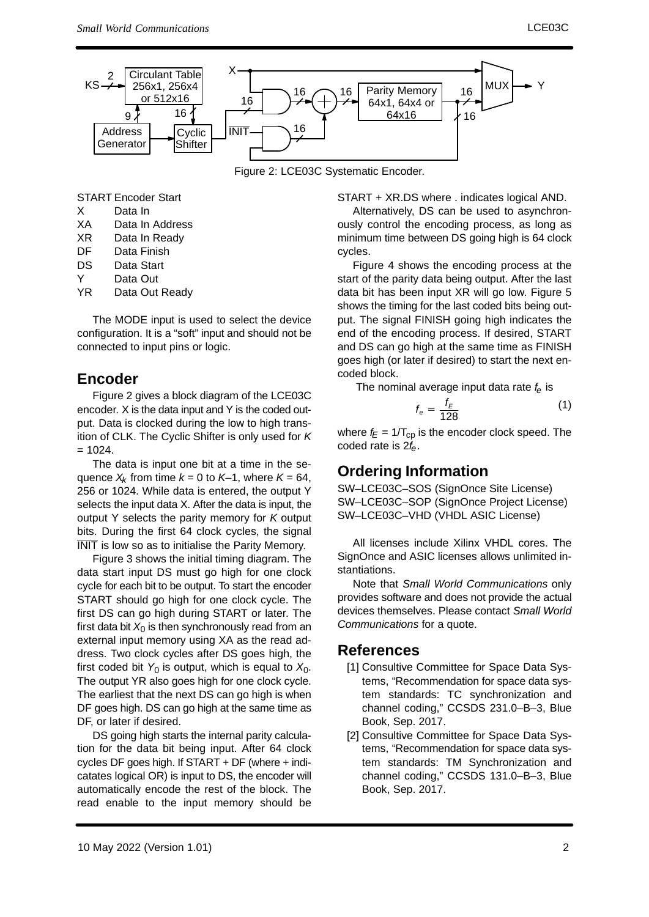Figure 2: LCE03C Systematic Encoder.

| | |
|---|---|
| START | Encoder Start |
| X | Data In |
| XA | Data In Address |
| XR | Data In Ready |
| DF | Data Finish |
| DS | Data Start |
| Y | Data Out |
| YR | Data Out Ready |

The MODE input is used to select the device configuration. It is a “soft” input and should not be connected to input pins or logic.

## Encoder

Figure 2 gives a block diagram of the LCE03C encoder. X is the data input and Y is the coded output. Data is clocked during the low to high transition of CLK. The Cyclic Shifter is only used for $K = 1024$.

The data is input one bit at a time in the sequence $X_k$ from time $k = 0$ to $K$–1, where $K = 64$, 256 or 1024. While data is entered, the output Y selects the input data X. After the data is input, the output Y selects the parity memory for $K$ output bits. During the first 64 clock cycles, the signal $\overline{\text{INIT}}$ is low so as to initialise the Parity Memory.

Figure 3 shows the initial timing diagram. The data start input DS must go high for one clock cycle for each bit to be output. To start the encoder START should go high for one clock cycle. The first DS can go high during START or later. The first data bit $X_0$ is then synchronously read from an external input memory using XA as the read address. Two clock cycles after DS goes high, the first coded bit $Y_0$ is output, which is equal to $X_0$. The output YR also goes high for one clock cycle. The earliest that the next DS can go high is when DF goes high. DS can go high at the same time as DF, or later if desired.

DS going high starts the internal parity calculation for the data bit being input. After 64 clock cycles DF goes high. If START + DF (where + indicatates logical OR) is input to DS, the encoder will automatically encode the rest of the block. The read enable to the input memory should be START + XR.DS where . indicates logical AND.

Alternatively, DS can be used to asynchronously control the encoding process, as long as minimum time between DS going high is 64 clock cycles.

Figure 4 shows the encoding process at the start of the parity data being output. After the last data bit has been input XR will go low. Figure 5 shows the timing for the last coded bits being output. The signal FINISH going high indicates the end of the encoding process. If desired, START and DS can go high at the same time as FINISH goes high (or later if desired) to start the next encoded block.

The nominal average input data rate $f_e$ is

$$f_e = \frac{f_E}{128} \tag{1}$$

where $f_E = 1/T_{cp}$ is the encoder clock speed. The coded rate is $2f_e$.

## Ordering Information

SW–LCE03C–SOS (SignOnce Site License)
SW–LCE03C–SOP (SignOnce Project License)
SW–LCE03C–VHD (VHDL ASIC License)

All licenses include Xilinx VHDL cores. The SignOnce and ASIC licenses allows unlimited instantiations.

Note that *Small World Communications* only provides software and does not provide the actual devices themselves. Please contact *Small World Communications* for a quote.

## References

[1] Consultive Committee for Space Data Systems, “Recommendation for space data system standards: TC synchronization and channel coding,” CCSDS 231.0–B–3, Blue Book, Sep. 2017.

[2] Consultive Committee for Space Data Systems, “Recommendation for space data system standards: TM Synchronization and channel coding,” CCSDS 131.0–B–3, Blue Book, Sep. 2017.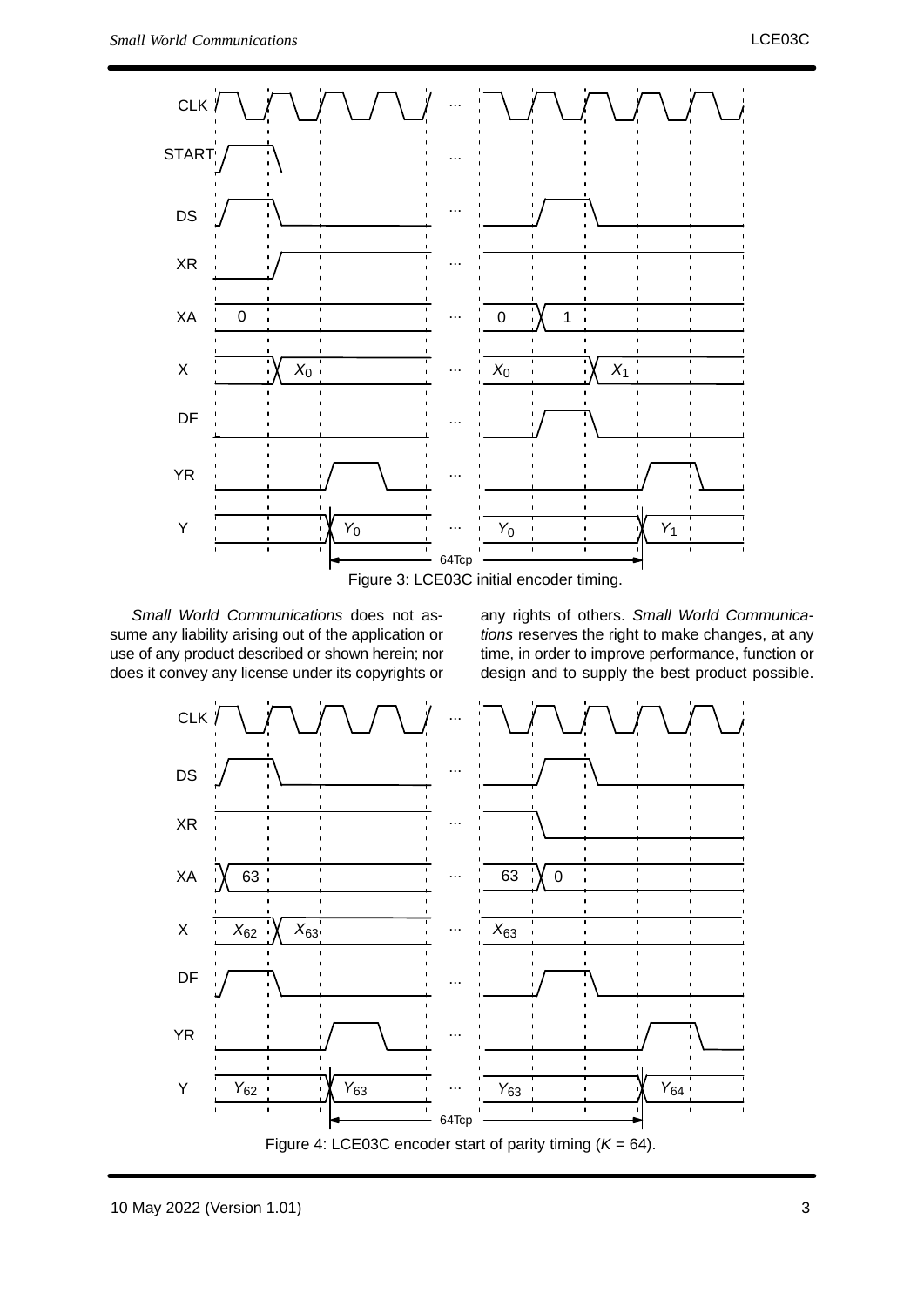Figure 3: LCE03C initial encoder timing.

*Small World Communications* does not assume any liability arising out of the application or use of any product described or shown herein; nor does it convey any license under its copyrights or any rights of others. *Small World Communications* reserves the right to make changes, at any time, in order to improve performance, function or design and to supply the best product possible.

Figure 4: LCE03C encoder start of parity timing ($K$ = 64).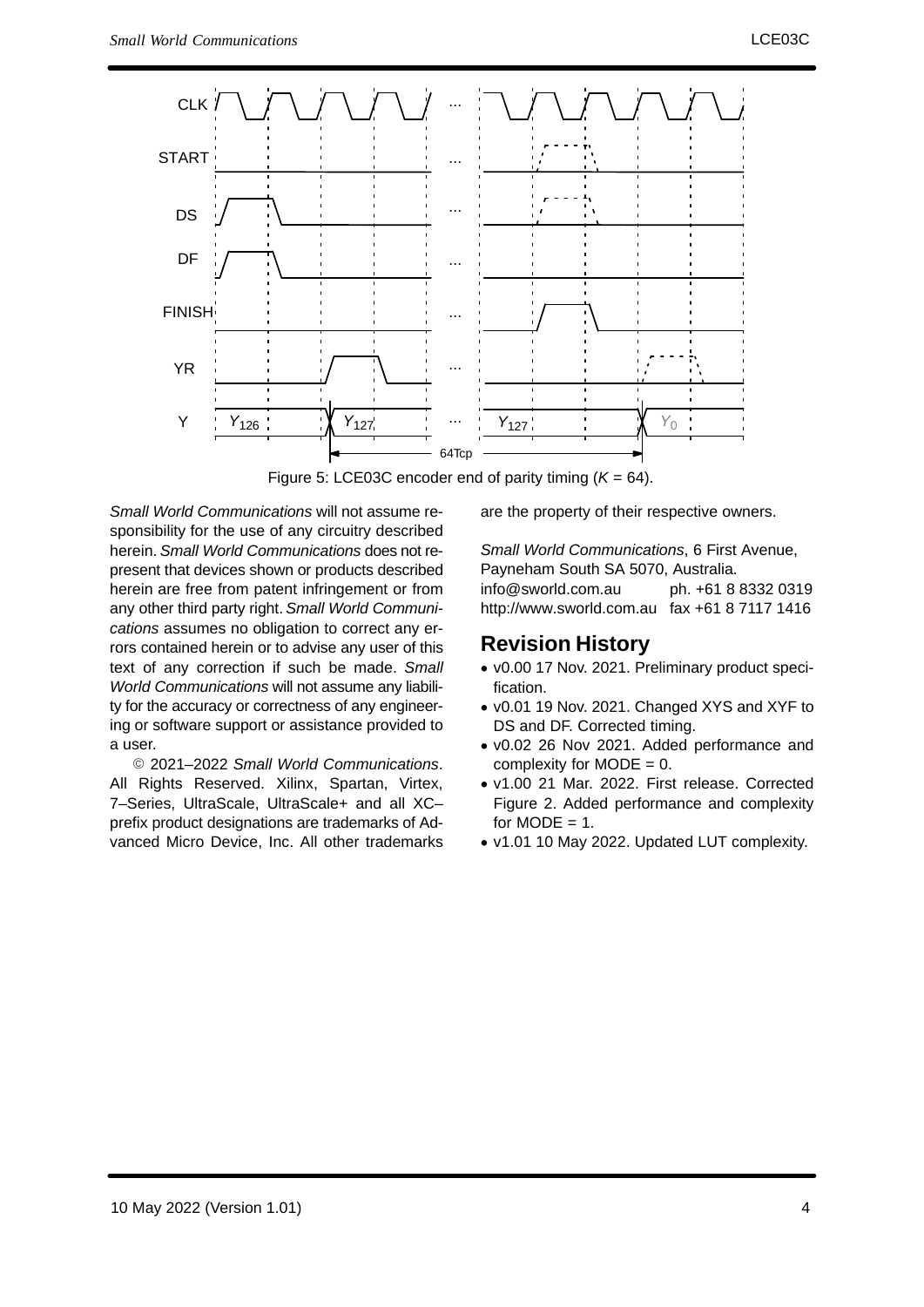CLK

START

DS

DF

FINISH

YR

Y

$Y_{126}$

$Y_{127}$

$Y_{127}$

$Y_0$

64Tcp

Figure 5: LCE03C encoder end of parity timing ($K = 64$).

*Small World Communications* will not assume responsibility for the use of any circuitry described herein. *Small World Communications* does not represent that devices shown or products described herein are free from patent infringement or from any other third party right. *Small World Communications* assumes no obligation to correct any errors contained herein or to advise any user of this text of any correction if such be made. *Small World Communications* will not assume any liability for the accuracy or correctness of any engineering or software support or assistance provided to a user.

© 2021–2022 *Small World Communications*. All Rights Reserved. Xilinx, Spartan, Virtex, 7–Series, UltraScale, UltraScale+ and all XC–prefix product designations are trademarks of Advanced Micro Device, Inc. All other trademarks are the property of their respective owners.

*Small World Communications*, 6 First Avenue, Payneham South SA 5070, Australia.
info@sworld.com.au ph. +61 8 8332 0319
http://www.sworld.com.au fax +61 8 7117 1416

## Revision History

- v0.00 17 Nov. 2021. Preliminary product specification.
- v0.01 19 Nov. 2021. Changed XYS and XYF to DS and DF. Corrected timing.
- v0.02 26 Nov 2021. Added performance and complexity for MODE = 0.
- v1.00 21 Mar. 2022. First release. Corrected Figure 2. Added performance and complexity for MODE = 1.
- v1.01 10 May 2022. Updated LUT complexity.